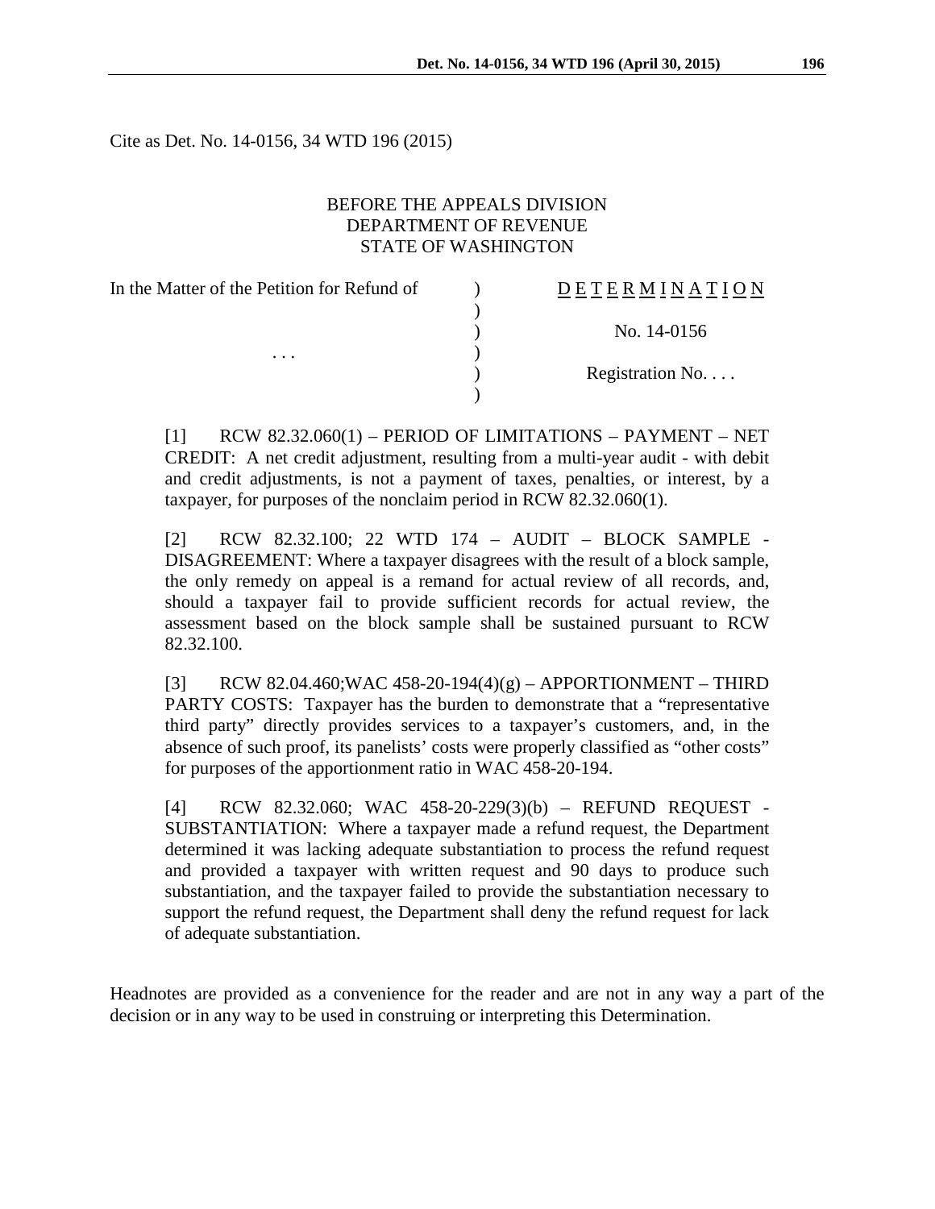Cite as Det. No. 14-0156, 34 WTD 196 (2015)

BEFORE THE APPEALS DIVISION
DEPARTMENT OF REVENUE
STATE OF WASHINGTON

| In the Matter of the Petition for Refund of | ) | DETERMINATION |
|---|---|---|
| | ) | |
| | ) | No. 14-0156 |
| . . . | ) | |
| | ) | Registration No. . . . |
| | ) | |

[1] RCW 82.32.060(1) – PERIOD OF LIMITATIONS – PAYMENT – NET CREDIT: A net credit adjustment, resulting from a multi-year audit - with debit and credit adjustments, is not a payment of taxes, penalties, or interest, by a taxpayer, for purposes of the nonclaim period in RCW 82.32.060(1).

[2] RCW 82.32.100; 22 WTD 174 – AUDIT – BLOCK SAMPLE - DISAGREEMENT: Where a taxpayer disagrees with the result of a block sample, the only remedy on appeal is a remand for actual review of all records, and, should a taxpayer fail to provide sufficient records for actual review, the assessment based on the block sample shall be sustained pursuant to RCW 82.32.100.

[3] RCW 82.04.460;WAC 458-20-194(4)(g) – APPORTIONMENT – THIRD PARTY COSTS: Taxpayer has the burden to demonstrate that a "representative third party" directly provides services to a taxpayer's customers, and, in the absence of such proof, its panelists' costs were properly classified as "other costs" for purposes of the apportionment ratio in WAC 458-20-194.

[4] RCW 82.32.060; WAC 458-20-229(3)(b) – REFUND REQUEST - SUBSTANTIATION: Where a taxpayer made a refund request, the Department determined it was lacking adequate substantiation to process the refund request and provided a taxpayer with written request and 90 days to produce such substantiation, and the taxpayer failed to provide the substantiation necessary to support the refund request, the Department shall deny the refund request for lack of adequate substantiation.

Headnotes are provided as a convenience for the reader and are not in any way a part of the decision or in any way to be used in construing or interpreting this Determination.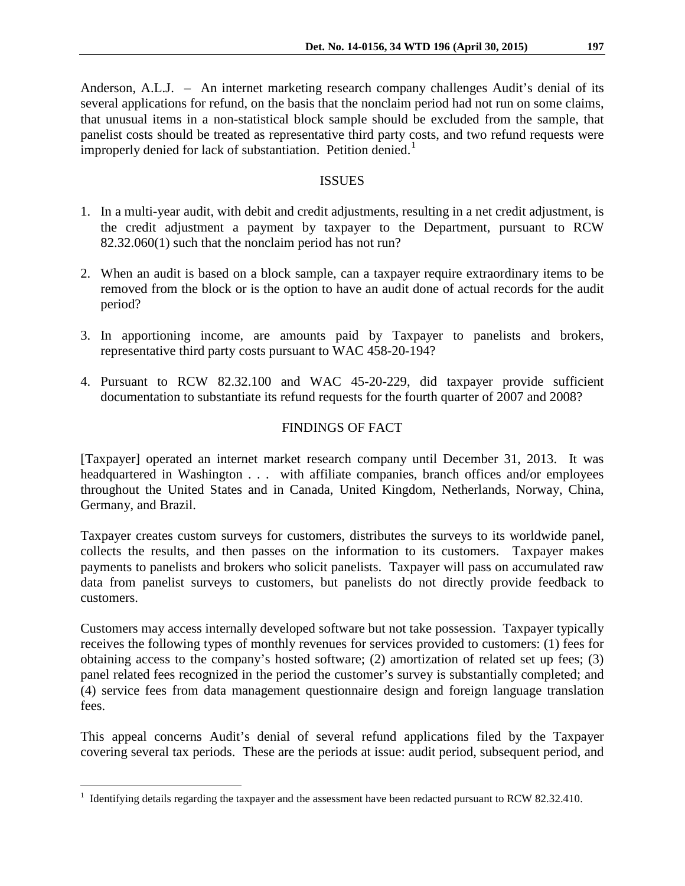Anderson, A.L.J. – An internet marketing research company challenges Audit's denial of its several applications for refund, on the basis that the nonclaim period had not run on some claims, that unusual items in a non-statistical block sample should be excluded from the sample, that panelist costs should be treated as representative third party costs, and two refund requests were improperly denied for lack of substantiation. Petition denied.[1]

## ISSUES

1. In a multi-year audit, with debit and credit adjustments, resulting in a net credit adjustment, is the credit adjustment a payment by taxpayer to the Department, pursuant to RCW 82.32.060(1) such that the nonclaim period has not run?

2. When an audit is based on a block sample, can a taxpayer require extraordinary items to be removed from the block or is the option to have an audit done of actual records for the audit period?

3. In apportioning income, are amounts paid by Taxpayer to panelists and brokers, representative third party costs pursuant to WAC 458-20-194?

4. Pursuant to RCW 82.32.100 and WAC 45-20-229, did taxpayer provide sufficient documentation to substantiate its refund requests for the fourth quarter of 2007 and 2008?

## FINDINGS OF FACT

[Taxpayer] operated an internet market research company until December 31, 2013. It was headquartered in Washington . . . with affiliate companies, branch offices and/or employees throughout the United States and in Canada, United Kingdom, Netherlands, Norway, China, Germany, and Brazil.

Taxpayer creates custom surveys for customers, distributes the surveys to its worldwide panel, collects the results, and then passes on the information to its customers. Taxpayer makes payments to panelists and brokers who solicit panelists. Taxpayer will pass on accumulated raw data from panelist surveys to customers, but panelists do not directly provide feedback to customers.

Customers may access internally developed software but not take possession. Taxpayer typically receives the following types of monthly revenues for services provided to customers: (1) fees for obtaining access to the company's hosted software; (2) amortization of related set up fees; (3) panel related fees recognized in the period the customer's survey is substantially completed; and (4) service fees from data management questionnaire design and foreign language translation fees.

This appeal concerns Audit's denial of several refund applications filed by the Taxpayer covering several tax periods. These are the periods at issue: audit period, subsequent period, and

---

[1] Identifying details regarding the taxpayer and the assessment have been redacted pursuant to RCW 82.32.410.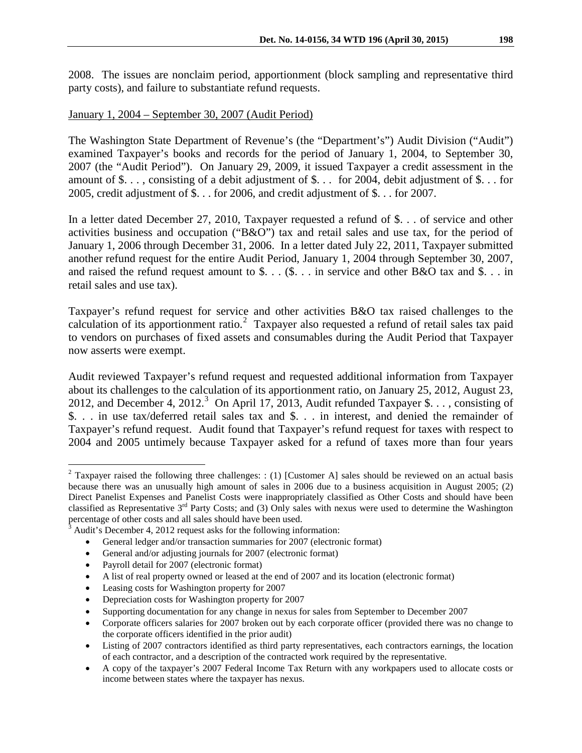2008. The issues are nonclaim period, apportionment (block sampling and representative third party costs), and failure to substantiate refund requests.

January 1, 2004 – September 30, 2007 (Audit Period)

The Washington State Department of Revenue's (the "Department's") Audit Division ("Audit") examined Taxpayer's books and records for the period of January 1, 2004, to September 30, 2007 (the "Audit Period"). On January 29, 2009, it issued Taxpayer a credit assessment in the amount of $. . . , consisting of a debit adjustment of $. . . for 2004, debit adjustment of $. . . for 2005, credit adjustment of $. . . for 2006, and credit adjustment of $. . . for 2007.

In a letter dated December 27, 2010, Taxpayer requested a refund of $. . . of service and other activities business and occupation ("B&O") tax and retail sales and use tax, for the period of January 1, 2006 through December 31, 2006. In a letter dated July 22, 2011, Taxpayer submitted another refund request for the entire Audit Period, January 1, 2004 through September 30, 2007, and raised the refund request amount to $. . . ($. . . in service and other B&O tax and $. . . in retail sales and use tax).

Taxpayer's refund request for service and other activities B&O tax raised challenges to the calculation of its apportionment ratio.[2] Taxpayer also requested a refund of retail sales tax paid to vendors on purchases of fixed assets and consumables during the Audit Period that Taxpayer now asserts were exempt.

Audit reviewed Taxpayer's refund request and requested additional information from Taxpayer about its challenges to the calculation of its apportionment ratio, on January 25, 2012, August 23, 2012, and December 4, 2012.[3] On April 17, 2013, Audit refunded Taxpayer $. . . , consisting of $. . . in use tax/deferred retail sales tax and $. . . in interest, and denied the remainder of Taxpayer's refund request. Audit found that Taxpayer's refund request for taxes with respect to 2004 and 2005 untimely because Taxpayer asked for a refund of taxes more than four years

---

[2] Taxpayer raised the following three challenges: : (1) [Customer A] sales should be reviewed on an actual basis because there was an unusually high amount of sales in 2006 due to a business acquisition in August 2005; (2) Direct Panelist Expenses and Panelist Costs were inappropriately classified as Other Costs and should have been classified as Representative 3rd Party Costs; and (3) Only sales with nexus were used to determine the Washington percentage of other costs and all sales should have been used.

[3] Audit's December 4, 2012 request asks for the following information:

- General ledger and/or transaction summaries for 2007 (electronic format)
- General and/or adjusting journals for 2007 (electronic format)
- Payroll detail for 2007 (electronic format)
- A list of real property owned or leased at the end of 2007 and its location (electronic format)
- Leasing costs for Washington property for 2007
- Depreciation costs for Washington property for 2007
- Supporting documentation for any change in nexus for sales from September to December 2007
- Corporate officers salaries for 2007 broken out by each corporate officer (provided there was no change to the corporate officers identified in the prior audit)
- Listing of 2007 contractors identified as third party representatives, each contractors earnings, the location of each contractor, and a description of the contracted work required by the representative.
- A copy of the taxpayer's 2007 Federal Income Tax Return with any workpapers used to allocate costs or income between states where the taxpayer has nexus.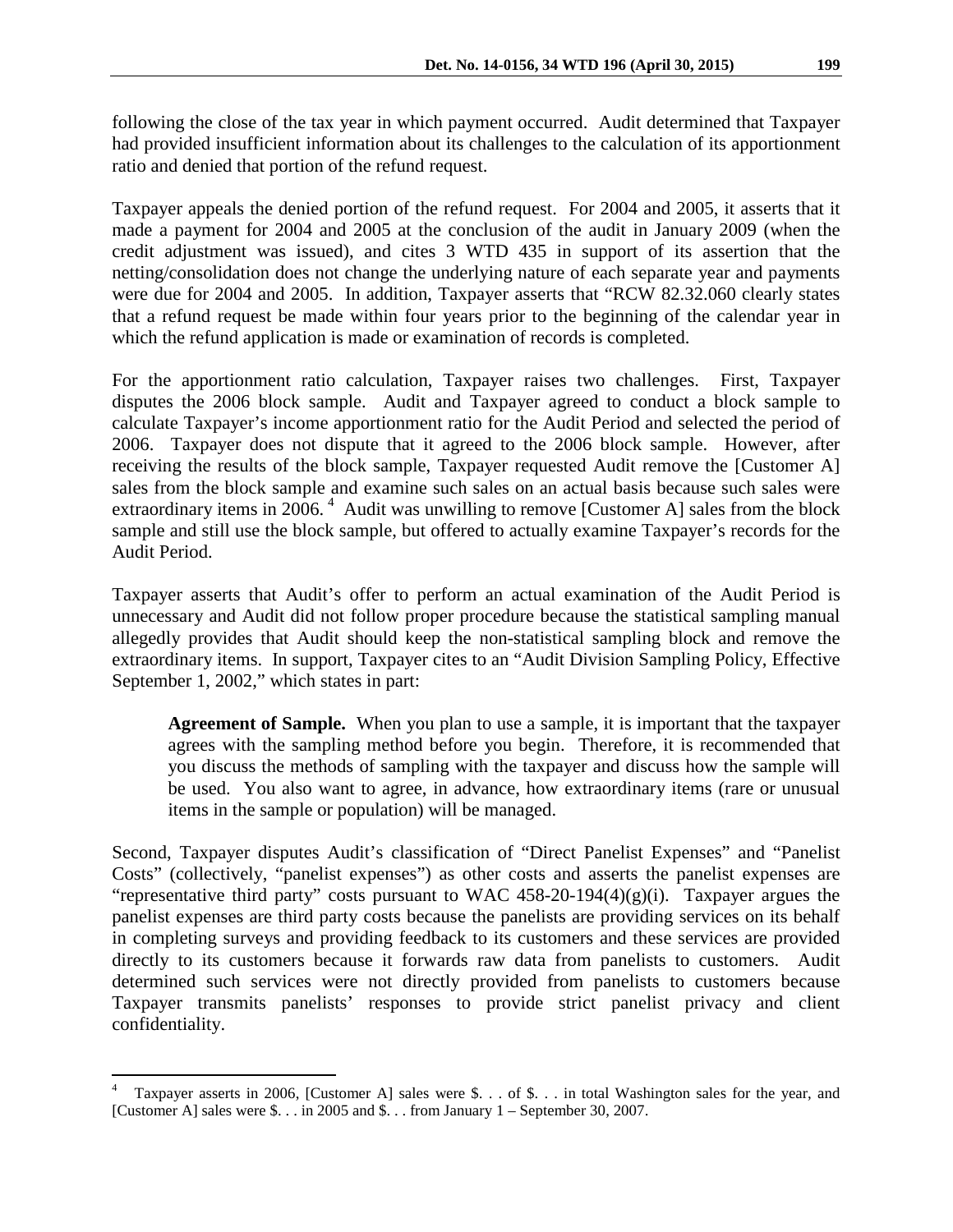following the close of the tax year in which payment occurred. Audit determined that Taxpayer had provided insufficient information about its challenges to the calculation of its apportionment ratio and denied that portion of the refund request.

Taxpayer appeals the denied portion of the refund request. For 2004 and 2005, it asserts that it made a payment for 2004 and 2005 at the conclusion of the audit in January 2009 (when the credit adjustment was issued), and cites 3 WTD 435 in support of its assertion that the netting/consolidation does not change the underlying nature of each separate year and payments were due for 2004 and 2005. In addition, Taxpayer asserts that "RCW 82.32.060 clearly states that a refund request be made within four years prior to the beginning of the calendar year in which the refund application is made or examination of records is completed.

For the apportionment ratio calculation, Taxpayer raises two challenges. First, Taxpayer disputes the 2006 block sample. Audit and Taxpayer agreed to conduct a block sample to calculate Taxpayer's income apportionment ratio for the Audit Period and selected the period of 2006. Taxpayer does not dispute that it agreed to the 2006 block sample. However, after receiving the results of the block sample, Taxpayer requested Audit remove the [Customer A] sales from the block sample and examine such sales on an actual basis because such sales were extraordinary items in 2006.[4] Audit was unwilling to remove [Customer A] sales from the block sample and still use the block sample, but offered to actually examine Taxpayer's records for the Audit Period.

Taxpayer asserts that Audit's offer to perform an actual examination of the Audit Period is unnecessary and Audit did not follow proper procedure because the statistical sampling manual allegedly provides that Audit should keep the non-statistical sampling block and remove the extraordinary items. In support, Taxpayer cites to an "Audit Division Sampling Policy, Effective September 1, 2002," which states in part:

> **Agreement of Sample.** When you plan to use a sample, it is important that the taxpayer agrees with the sampling method before you begin. Therefore, it is recommended that you discuss the methods of sampling with the taxpayer and discuss how the sample will be used. You also want to agree, in advance, how extraordinary items (rare or unusual items in the sample or population) will be managed.

Second, Taxpayer disputes Audit's classification of "Direct Panelist Expenses" and "Panelist Costs" (collectively, "panelist expenses") as other costs and asserts the panelist expenses are "representative third party" costs pursuant to WAC 458-20-194(4)(g)(i). Taxpayer argues the panelist expenses are third party costs because the panelists are providing services on its behalf in completing surveys and providing feedback to its customers and these services are provided directly to its customers because it forwards raw data from panelists to customers. Audit determined such services were not directly provided from panelists to customers because Taxpayer transmits panelists' responses to provide strict panelist privacy and client confidentiality.

---

[4] Taxpayer asserts in 2006, [Customer A] sales were $. . . of $. . . in total Washington sales for the year, and [Customer A] sales were $. . . in 2005 and $. . . from January 1 – September 30, 2007.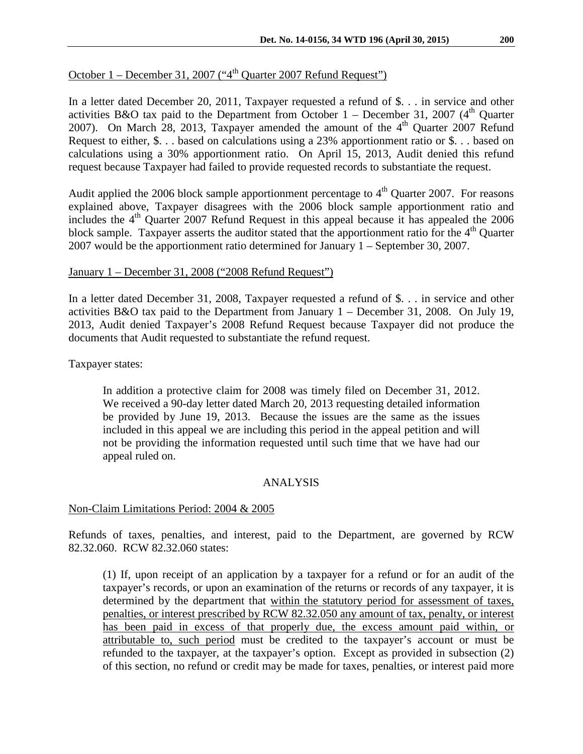October 1 – December 31, 2007 ("4th Quarter 2007 Refund Request")

In a letter dated December 20, 2011, Taxpayer requested a refund of $. . . in service and other activities B&O tax paid to the Department from October 1 – December 31, 2007 (4th Quarter 2007). On March 28, 2013, Taxpayer amended the amount of the 4th Quarter 2007 Refund Request to either, $. . . based on calculations using a 23% apportionment ratio or $. . . based on calculations using a 30% apportionment ratio. On April 15, 2013, Audit denied this refund request because Taxpayer had failed to provide requested records to substantiate the request.

Audit applied the 2006 block sample apportionment percentage to 4th Quarter 2007. For reasons explained above, Taxpayer disagrees with the 2006 block sample apportionment ratio and includes the 4th Quarter 2007 Refund Request in this appeal because it has appealed the 2006 block sample. Taxpayer asserts the auditor stated that the apportionment ratio for the 4th Quarter 2007 would be the apportionment ratio determined for January 1 – September 30, 2007.

January 1 – December 31, 2008 ("2008 Refund Request")

In a letter dated December 31, 2008, Taxpayer requested a refund of $. . . in service and other activities B&O tax paid to the Department from January 1 – December 31, 2008. On July 19, 2013, Audit denied Taxpayer's 2008 Refund Request because Taxpayer did not produce the documents that Audit requested to substantiate the refund request.

Taxpayer states:

> In addition a protective claim for 2008 was timely filed on December 31, 2012. We received a 90-day letter dated March 20, 2013 requesting detailed information be provided by June 19, 2013. Because the issues are the same as the issues included in this appeal we are including this period in the appeal petition and will not be providing the information requested until such time that we have had our appeal ruled on.

## ANALYSIS

Non-Claim Limitations Period: 2004 & 2005

Refunds of taxes, penalties, and interest, paid to the Department, are governed by RCW 82.32.060. RCW 82.32.060 states:

> (1) If, upon receipt of an application by a taxpayer for a refund or for an audit of the taxpayer's records, or upon an examination of the returns or records of any taxpayer, it is determined by the department that within the statutory period for assessment of taxes, penalties, or interest prescribed by RCW 82.32.050 any amount of tax, penalty, or interest has been paid in excess of that properly due, the excess amount paid within, or attributable to, such period must be credited to the taxpayer's account or must be refunded to the taxpayer, at the taxpayer's option. Except as provided in subsection (2) of this section, no refund or credit may be made for taxes, penalties, or interest paid more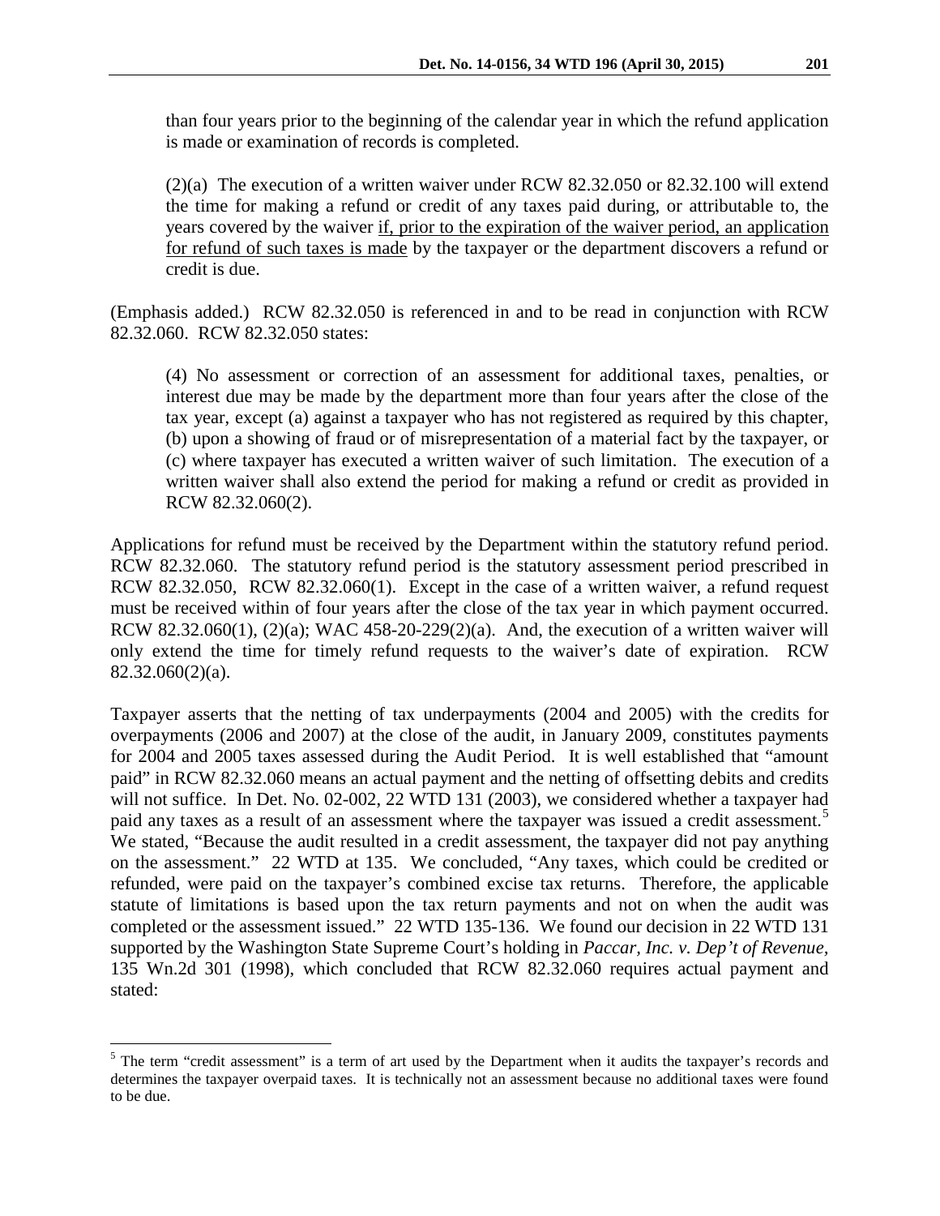than four years prior to the beginning of the calendar year in which the refund application is made or examination of records is completed.

> (2)(a) The execution of a written waiver under RCW 82.32.050 or 82.32.100 will extend the time for making a refund or credit of any taxes paid during, or attributable to, the years covered by the waiver <u>if, prior to the expiration of the waiver period, an application for refund of such taxes is made</u> by the taxpayer or the department discovers a refund or credit is due.

(Emphasis added.) RCW 82.32.050 is referenced in and to be read in conjunction with RCW 82.32.060. RCW 82.32.050 states:

> (4) No assessment or correction of an assessment for additional taxes, penalties, or interest due may be made by the department more than four years after the close of the tax year, except (a) against a taxpayer who has not registered as required by this chapter, (b) upon a showing of fraud or of misrepresentation of a material fact by the taxpayer, or (c) where taxpayer has executed a written waiver of such limitation. The execution of a written waiver shall also extend the period for making a refund or credit as provided in RCW 82.32.060(2).

Applications for refund must be received by the Department within the statutory refund period. RCW 82.32.060. The statutory refund period is the statutory assessment period prescribed in RCW 82.32.050, RCW 82.32.060(1). Except in the case of a written waiver, a refund request must be received within of four years after the close of the tax year in which payment occurred. RCW 82.32.060(1), (2)(a); WAC 458-20-229(2)(a). And, the execution of a written waiver will only extend the time for timely refund requests to the waiver's date of expiration. RCW 82.32.060(2)(a).

Taxpayer asserts that the netting of tax underpayments (2004 and 2005) with the credits for overpayments (2006 and 2007) at the close of the audit, in January 2009, constitutes payments for 2004 and 2005 taxes assessed during the Audit Period. It is well established that "amount paid" in RCW 82.32.060 means an actual payment and the netting of offsetting debits and credits will not suffice. In Det. No. 02-002, 22 WTD 131 (2003), we considered whether a taxpayer had paid any taxes as a result of an assessment where the taxpayer was issued a credit assessment.[5] We stated, "Because the audit resulted in a credit assessment, the taxpayer did not pay anything on the assessment." 22 WTD at 135. We concluded, "Any taxes, which could be credited or refunded, were paid on the taxpayer's combined excise tax returns. Therefore, the applicable statute of limitations is based upon the tax return payments and not on when the audit was completed or the assessment issued." 22 WTD 135-136. We found our decision in 22 WTD 131 supported by the Washington State Supreme Court's holding in *Paccar, Inc. v. Dep't of Revenue*, 135 Wn.2d 301 (1998), which concluded that RCW 82.32.060 requires actual payment and stated:

[5] The term "credit assessment" is a term of art used by the Department when it audits the taxpayer's records and determines the taxpayer overpaid taxes. It is technically not an assessment because no additional taxes were found to be due.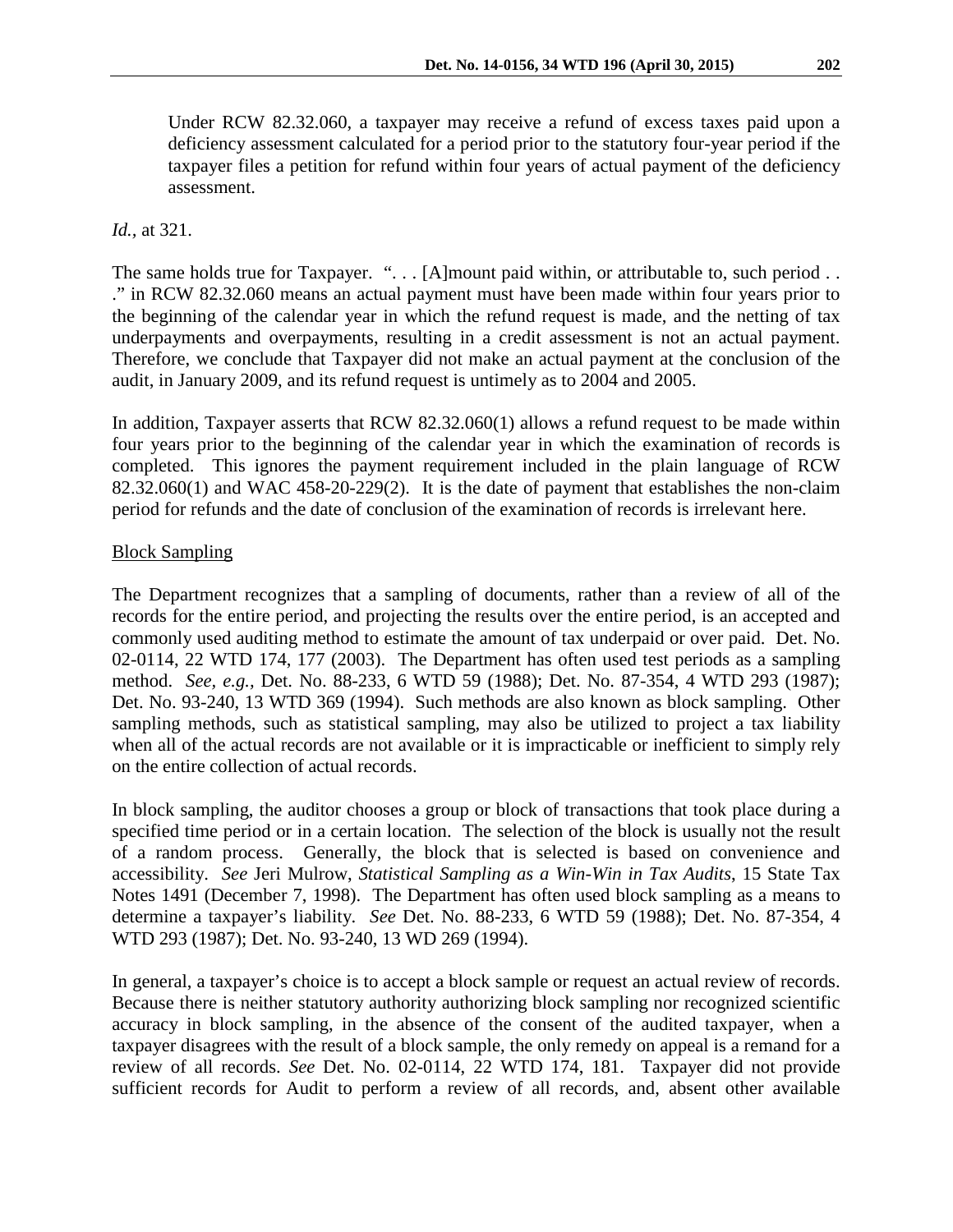Under RCW 82.32.060, a taxpayer may receive a refund of excess taxes paid upon a deficiency assessment calculated for a period prior to the statutory four-year period if the taxpayer files a petition for refund within four years of actual payment of the deficiency assessment.

*Id.*, at 321.

The same holds true for Taxpayer. ". . . [A]mount paid within, or attributable to, such period . . ." in RCW 82.32.060 means an actual payment must have been made within four years prior to the beginning of the calendar year in which the refund request is made, and the netting of tax underpayments and overpayments, resulting in a credit assessment is not an actual payment. Therefore, we conclude that Taxpayer did not make an actual payment at the conclusion of the audit, in January 2009, and its refund request is untimely as to 2004 and 2005.

In addition, Taxpayer asserts that RCW 82.32.060(1) allows a refund request to be made within four years prior to the beginning of the calendar year in which the examination of records is completed. This ignores the payment requirement included in the plain language of RCW 82.32.060(1) and WAC 458-20-229(2). It is the date of payment that establishes the non-claim period for refunds and the date of conclusion of the examination of records is irrelevant here.

<u>Block Sampling</u>

The Department recognizes that a sampling of documents, rather than a review of all of the records for the entire period, and projecting the results over the entire period, is an accepted and commonly used auditing method to estimate the amount of tax underpaid or over paid. Det. No. 02-0114, 22 WTD 174, 177 (2003). The Department has often used test periods as a sampling method. *See, e.g.*, Det. No. 88-233, 6 WTD 59 (1988); Det. No. 87-354, 4 WTD 293 (1987); Det. No. 93-240, 13 WTD 369 (1994). Such methods are also known as block sampling. Other sampling methods, such as statistical sampling, may also be utilized to project a tax liability when all of the actual records are not available or it is impracticable or inefficient to simply rely on the entire collection of actual records.

In block sampling, the auditor chooses a group or block of transactions that took place during a specified time period or in a certain location. The selection of the block is usually not the result of a random process. Generally, the block that is selected is based on convenience and accessibility. *See* Jeri Mulrow, *Statistical Sampling as a Win-Win in Tax Audits*, 15 State Tax Notes 1491 (December 7, 1998). The Department has often used block sampling as a means to determine a taxpayer's liability. *See* Det. No. 88-233, 6 WTD 59 (1988); Det. No. 87-354, 4 WTD 293 (1987); Det. No. 93-240, 13 WD 269 (1994).

In general, a taxpayer's choice is to accept a block sample or request an actual review of records. Because there is neither statutory authority authorizing block sampling nor recognized scientific accuracy in block sampling, in the absence of the consent of the audited taxpayer, when a taxpayer disagrees with the result of a block sample, the only remedy on appeal is a remand for a review of all records. *See* Det. No. 02-0114, 22 WTD 174, 181. Taxpayer did not provide sufficient records for Audit to perform a review of all records, and, absent other available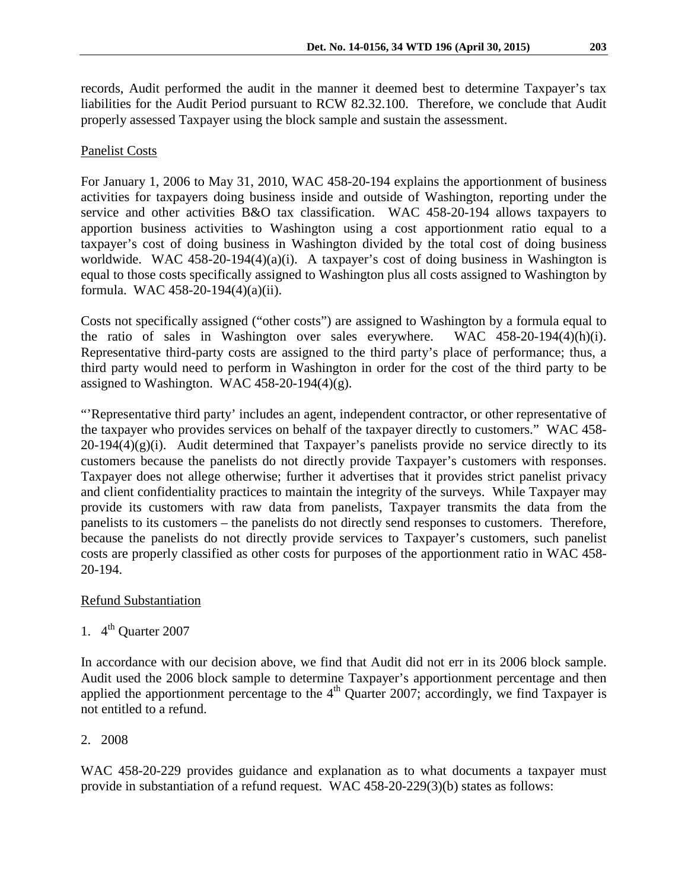records, Audit performed the audit in the manner it deemed best to determine Taxpayer's tax liabilities for the Audit Period pursuant to RCW 82.32.100. Therefore, we conclude that Audit properly assessed Taxpayer using the block sample and sustain the assessment.

Panelist Costs

For January 1, 2006 to May 31, 2010, WAC 458-20-194 explains the apportionment of business activities for taxpayers doing business inside and outside of Washington, reporting under the service and other activities B&O tax classification. WAC 458-20-194 allows taxpayers to apportion business activities to Washington using a cost apportionment ratio equal to a taxpayer's cost of doing business in Washington divided by the total cost of doing business worldwide. WAC 458-20-194(4)(a)(i). A taxpayer's cost of doing business in Washington is equal to those costs specifically assigned to Washington plus all costs assigned to Washington by formula. WAC 458-20-194(4)(a)(ii).

Costs not specifically assigned ("other costs") are assigned to Washington by a formula equal to the ratio of sales in Washington over sales everywhere. WAC 458-20-194(4)(h)(i). Representative third-party costs are assigned to the third party's place of performance; thus, a third party would need to perform in Washington in order for the cost of the third party to be assigned to Washington. WAC 458-20-194(4)(g).

"'Representative third party' includes an agent, independent contractor, or other representative of the taxpayer who provides services on behalf of the taxpayer directly to customers." WAC 458-20-194(4)(g)(i). Audit determined that Taxpayer's panelists provide no service directly to its customers because the panelists do not directly provide Taxpayer's customers with responses. Taxpayer does not allege otherwise; further it advertises that it provides strict panelist privacy and client confidentiality practices to maintain the integrity of the surveys. While Taxpayer may provide its customers with raw data from panelists, Taxpayer transmits the data from the panelists to its customers – the panelists do not directly send responses to customers. Therefore, because the panelists do not directly provide services to Taxpayer's customers, such panelist costs are properly classified as other costs for purposes of the apportionment ratio in WAC 458-20-194.

Refund Substantiation

1. 4th Quarter 2007

In accordance with our decision above, we find that Audit did not err in its 2006 block sample. Audit used the 2006 block sample to determine Taxpayer's apportionment percentage and then applied the apportionment percentage to the 4th Quarter 2007; accordingly, we find Taxpayer is not entitled to a refund.

2. 2008

WAC 458-20-229 provides guidance and explanation as to what documents a taxpayer must provide in substantiation of a refund request. WAC 458-20-229(3)(b) states as follows: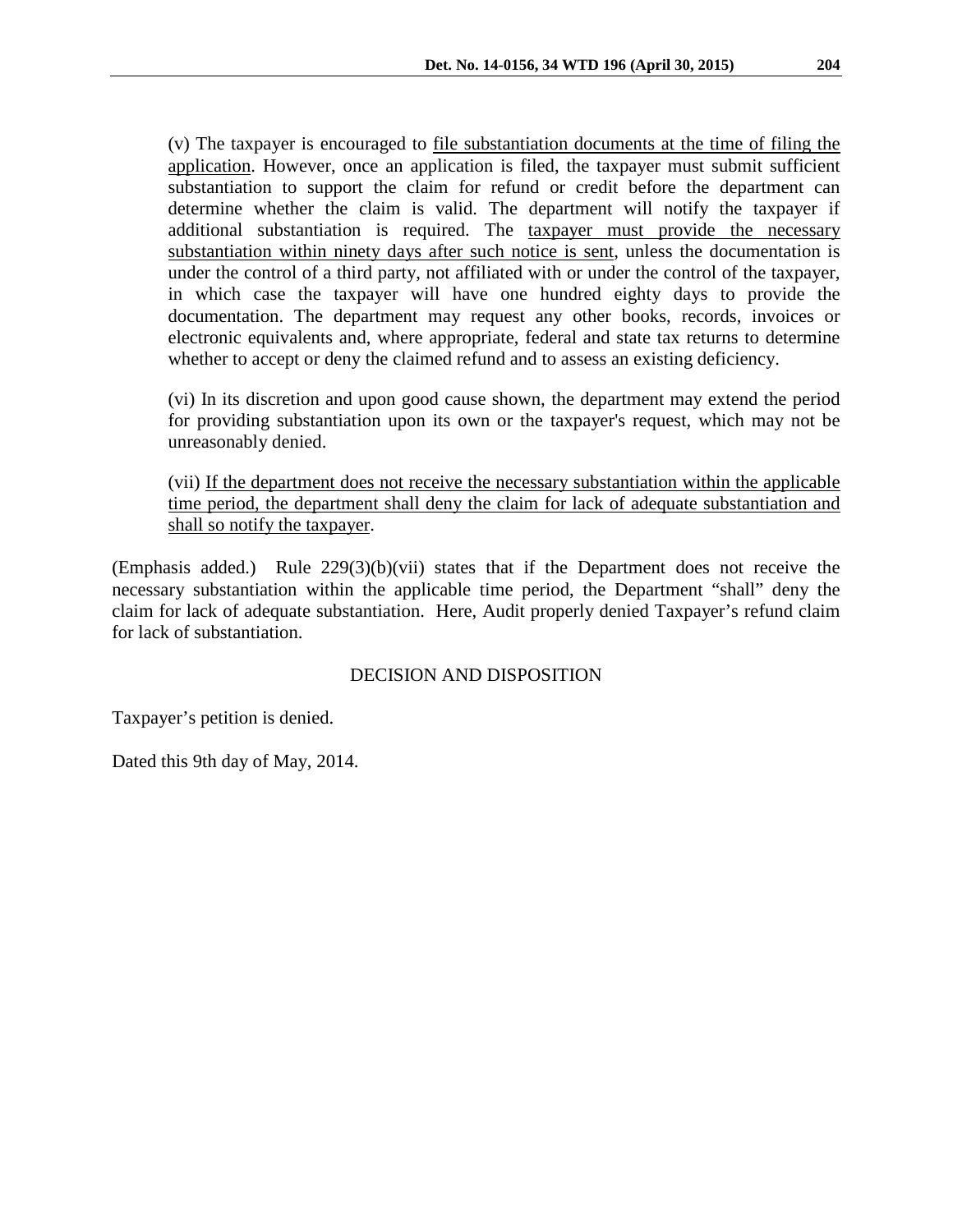> (v) The taxpayer is encouraged to <u>file substantiation documents at the time of filing the application</u>. However, once an application is filed, the taxpayer must submit sufficient substantiation to support the claim for refund or credit before the department can determine whether the claim is valid. The department will notify the taxpayer if additional substantiation is required. The <u>taxpayer must provide the necessary substantiation within ninety days after such notice is sent</u>, unless the documentation is under the control of a third party, not affiliated with or under the control of the taxpayer, in which case the taxpayer will have one hundred eighty days to provide the documentation. The department may request any other books, records, invoices or electronic equivalents and, where appropriate, federal and state tax returns to determine whether to accept or deny the claimed refund and to assess an existing deficiency.
>
> (vi) In its discretion and upon good cause shown, the department may extend the period for providing substantiation upon its own or the taxpayer's request, which may not be unreasonably denied.
>
> (vii) <u>If the department does not receive the necessary substantiation within the applicable time period, the department shall deny the claim for lack of adequate substantiation and shall so notify the taxpayer</u>.

(Emphasis added.) Rule 229(3)(b)(vii) states that if the Department does not receive the necessary substantiation within the applicable time period, the Department "shall" deny the claim for lack of adequate substantiation. Here, Audit properly denied Taxpayer's refund claim for lack of substantiation.

## DECISION AND DISPOSITION

Taxpayer's petition is denied.

Dated this 9th day of May, 2014.